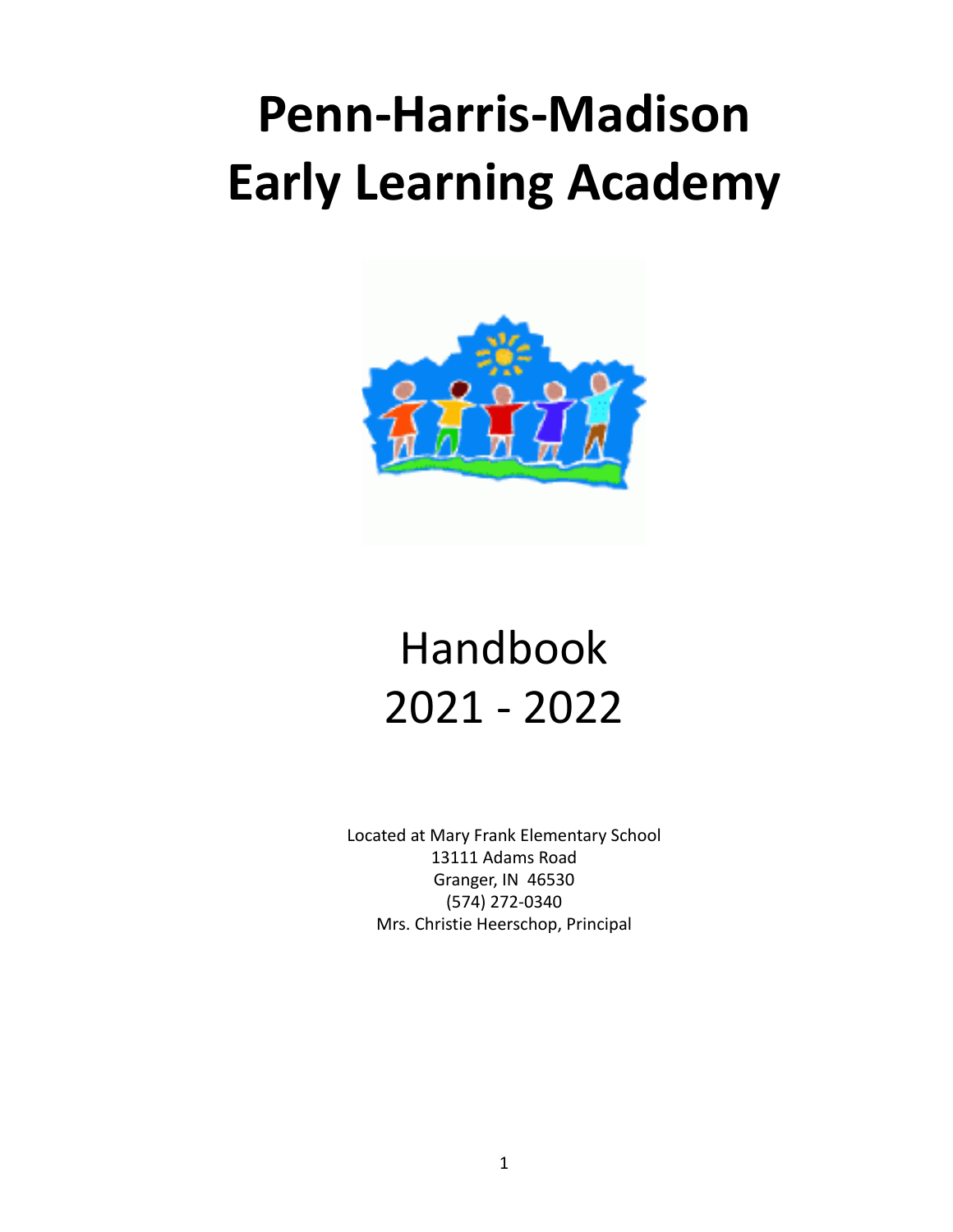# Penn-Harris-Madison Early Learning Academy

Handbook
2021 - 2022

Located at Mary Frank Elementary School
13111 Adams Road
Granger, IN 46530
(574) 272-0340
Mrs. Christie Heerschop, Principal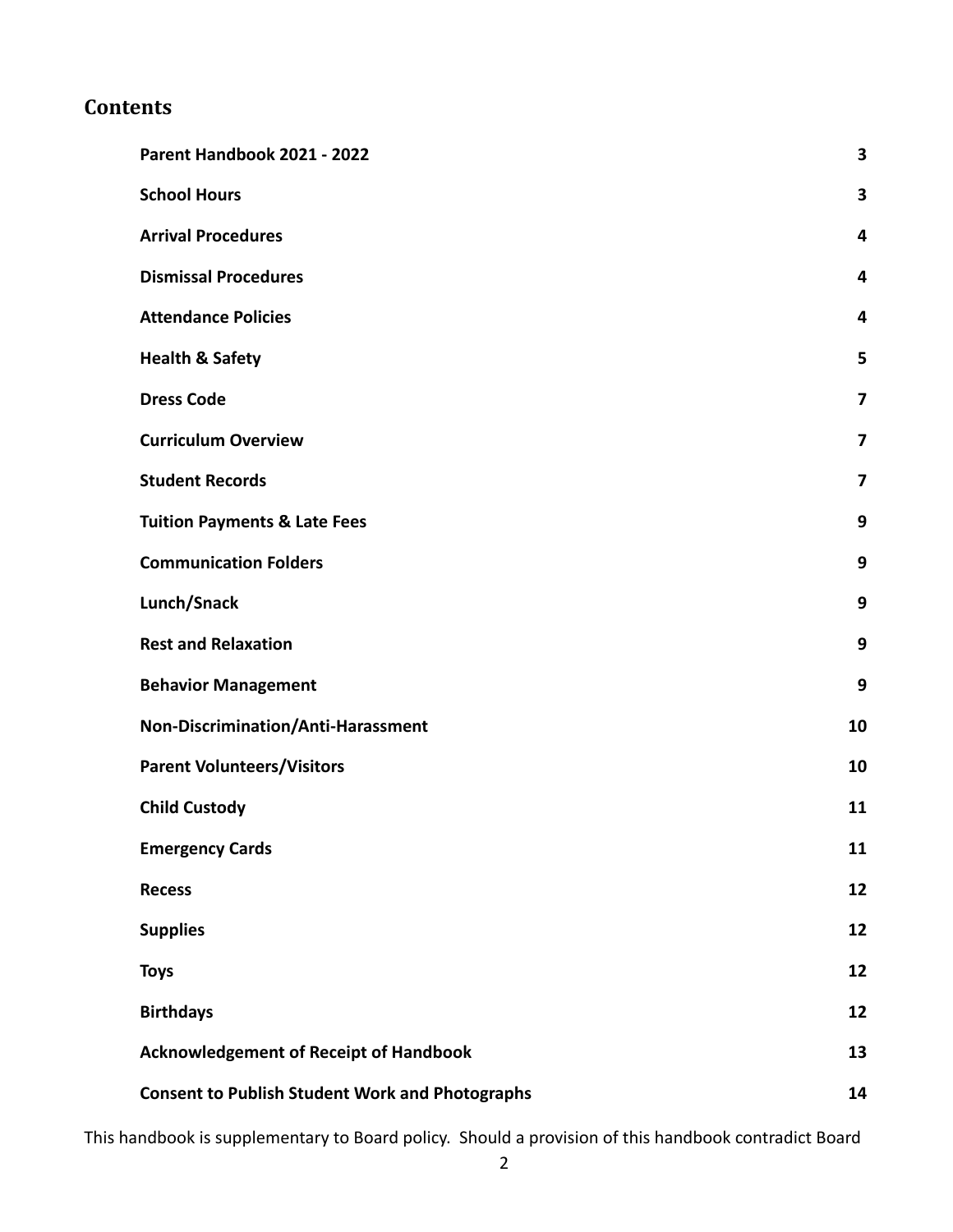## Contents

| | |
|---|---|
| **Parent Handbook 2021 - 2022** | **3** |
| **School Hours** | **3** |
| **Arrival Procedures** | **4** |
| **Dismissal Procedures** | **4** |
| **Attendance Policies** | **4** |
| **Health & Safety** | **5** |
| **Dress Code** | **7** |
| **Curriculum Overview** | **7** |
| **Student Records** | **7** |
| **Tuition Payments & Late Fees** | **9** |
| **Communication Folders** | **9** |
| **Lunch/Snack** | **9** |
| **Rest and Relaxation** | **9** |
| **Behavior Management** | **9** |
| **Non-Discrimination/Anti-Harassment** | **10** |
| **Parent Volunteers/Visitors** | **10** |
| **Child Custody** | **11** |
| **Emergency Cards** | **11** |
| **Recess** | **12** |
| **Supplies** | **12** |
| **Toys** | **12** |
| **Birthdays** | **12** |
| **Acknowledgement of Receipt of Handbook** | **13** |
| **Consent to Publish Student Work and Photographs** | **14** |

This handbook is supplementary to Board policy. Should a provision of this handbook contradict Board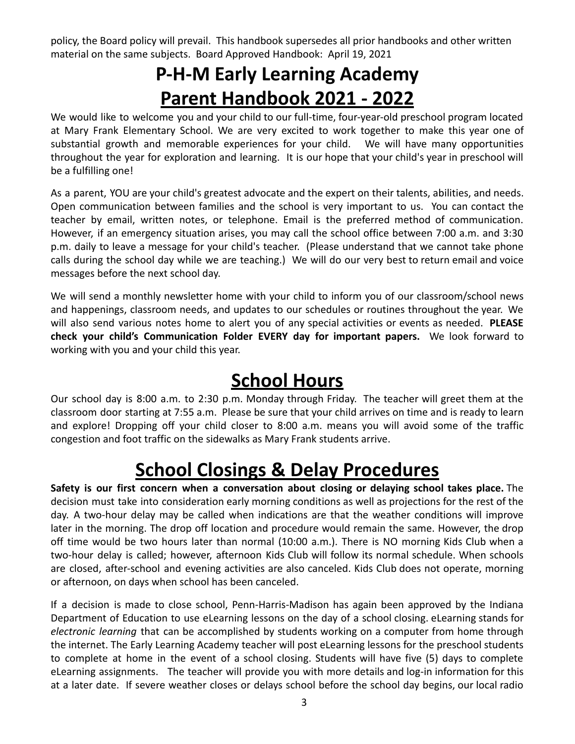policy, the Board policy will prevail. This handbook supersedes all prior handbooks and other written material on the same subjects. Board Approved Handbook: April 19, 2021

# P-H-M Early Learning Academy

# Parent Handbook 2021 - 2022

We would like to welcome you and your child to our full-time, four-year-old preschool program located at Mary Frank Elementary School. We are very excited to work together to make this year one of substantial growth and memorable experiences for your child. We will have many opportunities throughout the year for exploration and learning. It is our hope that your child's year in preschool will be a fulfilling one!

As a parent, YOU are your child's greatest advocate and the expert on their talents, abilities, and needs. Open communication between families and the school is very important to us. You can contact the teacher by email, written notes, or telephone. Email is the preferred method of communication. However, if an emergency situation arises, you may call the school office between 7:00 a.m. and 3:30 p.m. daily to leave a message for your child's teacher. (Please understand that we cannot take phone calls during the school day while we are teaching.) We will do our very best to return email and voice messages before the next school day.

We will send a monthly newsletter home with your child to inform you of our classroom/school news and happenings, classroom needs, and updates to our schedules or routines throughout the year. We will also send various notes home to alert you of any special activities or events as needed. **PLEASE check your child's Communication Folder EVERY day for important papers.** We look forward to working with you and your child this year.

## School Hours

Our school day is 8:00 a.m. to 2:30 p.m. Monday through Friday. The teacher will greet them at the classroom door starting at 7:55 a.m. Please be sure that your child arrives on time and is ready to learn and explore! Dropping off your child closer to 8:00 a.m. means you will avoid some of the traffic congestion and foot traffic on the sidewalks as Mary Frank students arrive.

## School Closings & Delay Procedures

**Safety is our first concern when a conversation about closing or delaying school takes place.** The decision must take into consideration early morning conditions as well as projections for the rest of the day. A two-hour delay may be called when indications are that the weather conditions will improve later in the morning. The drop off location and procedure would remain the same. However, the drop off time would be two hours later than normal (10:00 a.m.). There is NO morning Kids Club when a two-hour delay is called; however, afternoon Kids Club will follow its normal schedule. When schools are closed, after-school and evening activities are also canceled. Kids Club does not operate, morning or afternoon, on days when school has been canceled.

If a decision is made to close school, Penn-Harris-Madison has again been approved by the Indiana Department of Education to use eLearning lessons on the day of a school closing. eLearning stands for *electronic learning* that can be accomplished by students working on a computer from home through the internet. The Early Learning Academy teacher will post eLearning lessons for the preschool students to complete at home in the event of a school closing. Students will have five (5) days to complete eLearning assignments. The teacher will provide you with more details and log-in information for this at a later date. If severe weather closes or delays school before the school day begins, our local radio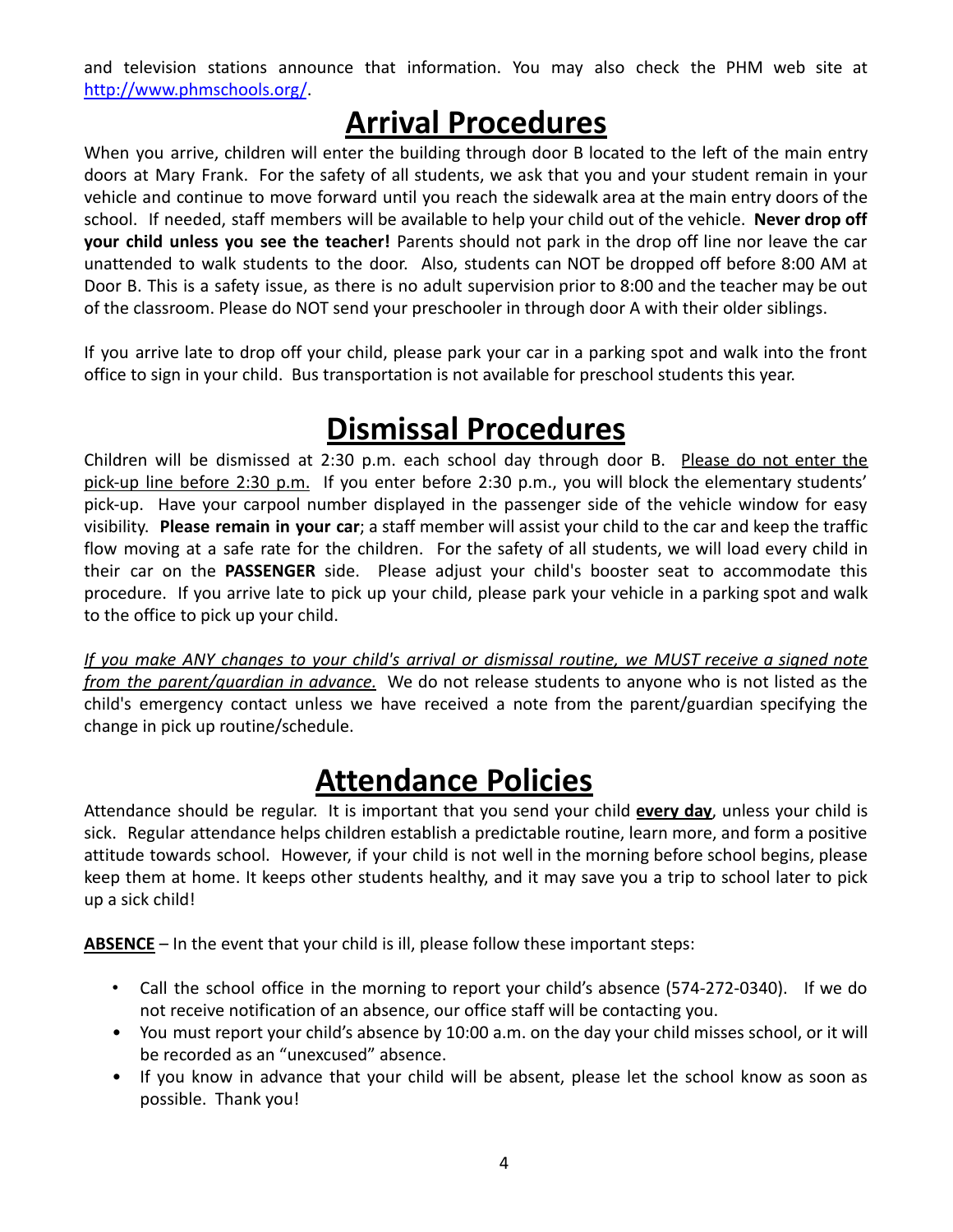and television stations announce that information. You may also check the PHM web site at [http://www.phmschools.org/](http://www.phmschools.org/).

# Arrival Procedures

When you arrive, children will enter the building through door B located to the left of the main entry doors at Mary Frank. For the safety of all students, we ask that you and your student remain in your vehicle and continue to move forward until you reach the sidewalk area at the main entry doors of the school. If needed, staff members will be available to help your child out of the vehicle. **Never drop off your child unless you see the teacher!** Parents should not park in the drop off line nor leave the car unattended to walk students to the door. Also, students can NOT be dropped off before 8:00 AM at Door B. This is a safety issue, as there is no adult supervision prior to 8:00 and the teacher may be out of the classroom. Please do NOT send your preschooler in through door A with their older siblings.

If you arrive late to drop off your child, please park your car in a parking spot and walk into the front office to sign in your child. Bus transportation is not available for preschool students this year.

# Dismissal Procedures

Children will be dismissed at 2:30 p.m. each school day through door B. <u>Please do not enter the pick-up line before 2:30 p.m.</u> If you enter before 2:30 p.m., you will block the elementary students' pick-up. Have your carpool number displayed in the passenger side of the vehicle window for easy visibility. **Please remain in your car**; a staff member will assist your child to the car and keep the traffic flow moving at a safe rate for the children. For the safety of all students, we will load every child in their car on the **PASSENGER** side. Please adjust your child's booster seat to accommodate this procedure. If you arrive late to pick up your child, please park your vehicle in a parking spot and walk to the office to pick up your child.

*<u>If you make ANY changes to your child's arrival or dismissal routine, we MUST receive a signed note from the parent/guardian in advance.</u>* We do not release students to anyone who is not listed as the child's emergency contact unless we have received a note from the parent/guardian specifying the change in pick up routine/schedule.

# Attendance Policies

Attendance should be regular. It is important that you send your child **<u>every day</u>**, unless your child is sick. Regular attendance helps children establish a predictable routine, learn more, and form a positive attitude towards school. However, if your child is not well in the morning before school begins, please keep them at home. It keeps other students healthy, and it may save you a trip to school later to pick up a sick child!

**<u>ABSENCE</u>** – In the event that your child is ill, please follow these important steps:

- Call the school office in the morning to report your child's absence (574-272-0340). If we do not receive notification of an absence, our office staff will be contacting you.
- You must report your child's absence by 10:00 a.m. on the day your child misses school, or it will be recorded as an "unexcused" absence.
- If you know in advance that your child will be absent, please let the school know as soon as possible. Thank you!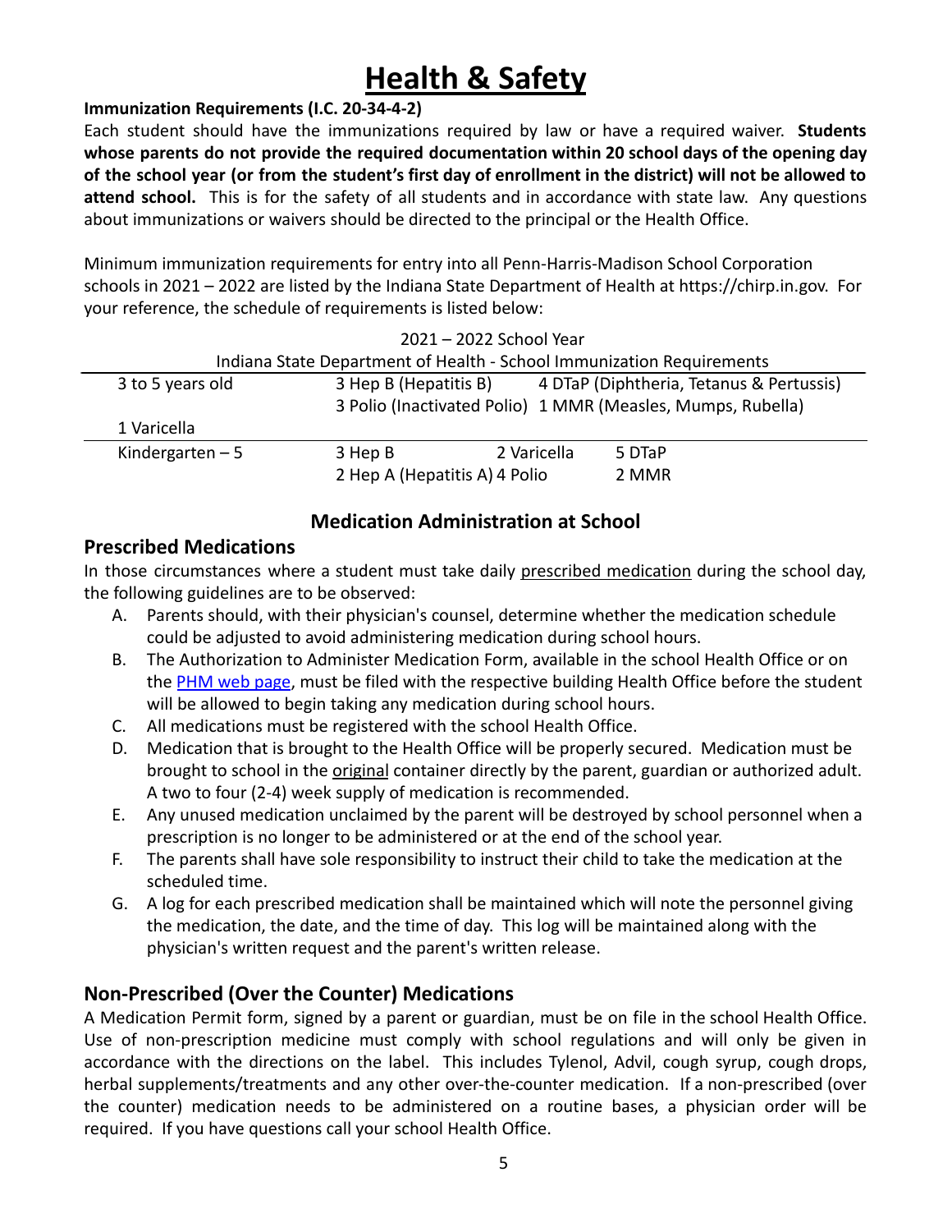# Health & Safety

**Immunization Requirements (I.C. 20-34-4-2)**

Each student should have the immunizations required by law or have a required waiver. **Students whose parents do not provide the required documentation within 20 school days of the opening day of the school year (or from the student's first day of enrollment in the district) will not be allowed to attend school.** This is for the safety of all students and in accordance with state law. Any questions about immunizations or waivers should be directed to the principal or the Health Office.

Minimum immunization requirements for entry into all Penn-Harris-Madison School Corporation schools in 2021 – 2022 are listed by the Indiana State Department of Health at https://chirp.in.gov. For your reference, the schedule of requirements is listed below:

2021 – 2022 School Year

Indiana State Department of Health - School Immunization Requirements

| Age/Grade | Requirements | | |
|---|---|---|---|
| 3 to 5 years old | 3 Hep B (Hepatitis B) | 4 DTaP (Diphtheria, Tetanus & Pertussis) | |
| | 3 Polio (Inactivated Polio) | 1 MMR (Measles, Mumps, Rubella) | |
| | 1 Varicella | | |
| Kindergarten – 5 | 3 Hep B | 2 Varicella | 5 DTaP |
| | 2 Hep A (Hepatitis A) | 4 Polio | 2 MMR |

### Medication Administration at School

## Prescribed Medications

In those circumstances where a student must take daily prescribed medication during the school day, the following guidelines are to be observed:

A. Parents should, with their physician's counsel, determine whether the medication schedule could be adjusted to avoid administering medication during school hours.
B. The Authorization to Administer Medication Form, available in the school Health Office or on the PHM web page, must be filed with the respective building Health Office before the student will be allowed to begin taking any medication during school hours.
C. All medications must be registered with the school Health Office.
D. Medication that is brought to the Health Office will be properly secured. Medication must be brought to school in the original container directly by the parent, guardian or authorized adult. A two to four (2-4) week supply of medication is recommended.
E. Any unused medication unclaimed by the parent will be destroyed by school personnel when a prescription is no longer to be administered or at the end of the school year.
F. The parents shall have sole responsibility to instruct their child to take the medication at the scheduled time.
G. A log for each prescribed medication shall be maintained which will note the personnel giving the medication, the date, and the time of day. This log will be maintained along with the physician's written request and the parent's written release.

## Non-Prescribed (Over the Counter) Medications

A Medication Permit form, signed by a parent or guardian, must be on file in the school Health Office. Use of non-prescription medicine must comply with school regulations and will only be given in accordance with the directions on the label. This includes Tylenol, Advil, cough syrup, cough drops, herbal supplements/treatments and any other over-the-counter medication. If a non-prescribed (over the counter) medication needs to be administered on a routine bases, a physician order will be required. If you have questions call your school Health Office.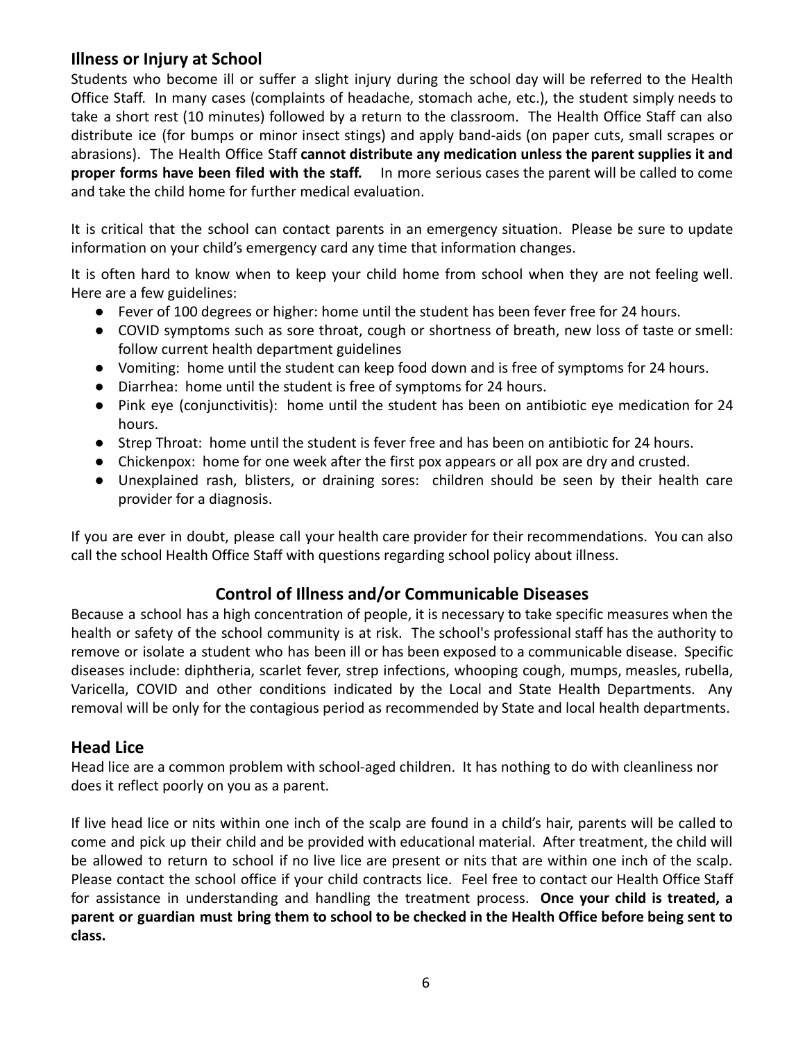## Illness or Injury at School

Students who become ill or suffer a slight injury during the school day will be referred to the Health Office Staff. In many cases (complaints of headache, stomach ache, etc.), the student simply needs to take a short rest (10 minutes) followed by a return to the classroom. The Health Office Staff can also distribute ice (for bumps or minor insect stings) and apply band-aids (on paper cuts, small scrapes or abrasions). The Health Office Staff **cannot distribute any medication unless the parent supplies it and proper forms have been filed with the staff.** In more serious cases the parent will be called to come and take the child home for further medical evaluation.

It is critical that the school can contact parents in an emergency situation. Please be sure to update information on your child's emergency card any time that information changes.

It is often hard to know when to keep your child home from school when they are not feeling well. Here are a few guidelines:

- Fever of 100 degrees or higher: home until the student has been fever free for 24 hours.
- COVID symptoms such as sore throat, cough or shortness of breath, new loss of taste or smell: follow current health department guidelines
- Vomiting: home until the student can keep food down and is free of symptoms for 24 hours.
- Diarrhea: home until the student is free of symptoms for 24 hours.
- Pink eye (conjunctivitis): home until the student has been on antibiotic eye medication for 24 hours.
- Strep Throat: home until the student is fever free and has been on antibiotic for 24 hours.
- Chickenpox: home for one week after the first pox appears or all pox are dry and crusted.
- Unexplained rash, blisters, or draining sores: children should be seen by their health care provider for a diagnosis.

If you are ever in doubt, please call your health care provider for their recommendations. You can also call the school Health Office Staff with questions regarding school policy about illness.

## Control of Illness and/or Communicable Diseases

Because a school has a high concentration of people, it is necessary to take specific measures when the health or safety of the school community is at risk. The school's professional staff has the authority to remove or isolate a student who has been ill or has been exposed to a communicable disease. Specific diseases include: diphtheria, scarlet fever, strep infections, whooping cough, mumps, measles, rubella, Varicella, COVID and other conditions indicated by the Local and State Health Departments. Any removal will be only for the contagious period as recommended by State and local health departments.

## Head Lice

Head lice are a common problem with school-aged children. It has nothing to do with cleanliness nor does it reflect poorly on you as a parent.

If live head lice or nits within one inch of the scalp are found in a child's hair, parents will be called to come and pick up their child and be provided with educational material. After treatment, the child will be allowed to return to school if no live lice are present or nits that are within one inch of the scalp. Please contact the school office if your child contracts lice. Feel free to contact our Health Office Staff for assistance in understanding and handling the treatment process. **Once your child is treated, a parent or guardian must bring them to school to be checked in the Health Office before being sent to class.**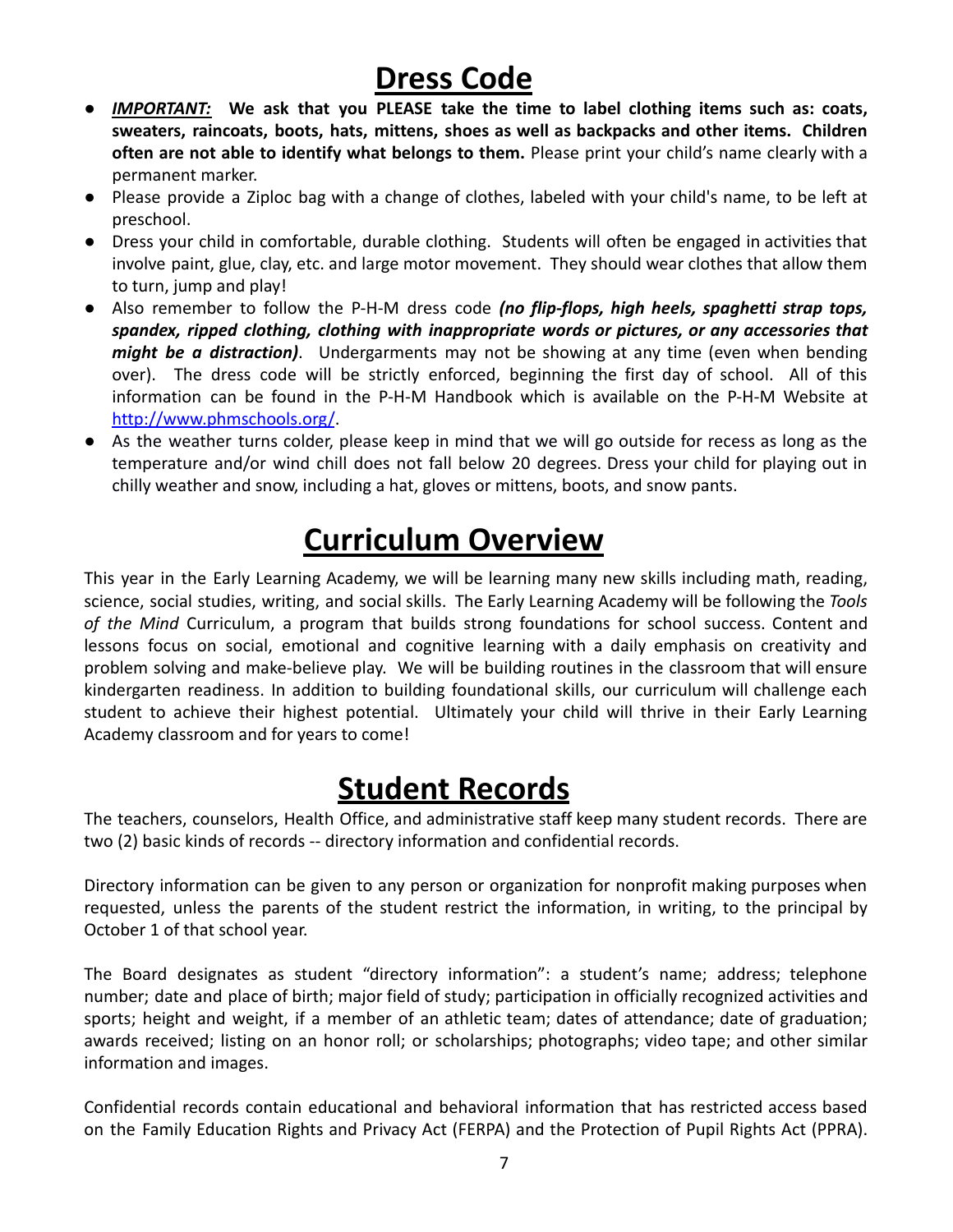# Dress Code

- ***IMPORTANT:*** **We ask that you PLEASE take the time to label clothing items such as: coats, sweaters, raincoats, boots, hats, mittens, shoes as well as backpacks and other items. Children often are not able to identify what belongs to them.** Please print your child's name clearly with a permanent marker.
- Please provide a Ziploc bag with a change of clothes, labeled with your child's name, to be left at preschool.
- Dress your child in comfortable, durable clothing. Students will often be engaged in activities that involve paint, glue, clay, etc. and large motor movement. They should wear clothes that allow them to turn, jump and play!
- Also remember to follow the P-H-M dress code ***(no flip-flops, high heels, spaghetti strap tops, spandex, ripped clothing, clothing with inappropriate words or pictures, or any accessories that might be a distraction)***. Undergarments may not be showing at any time (even when bending over). The dress code will be strictly enforced, beginning the first day of school. All of this information can be found in the P-H-M Handbook which is available on the P-H-M Website at [http://www.phmschools.org/](http://www.phmschools.org/).
- As the weather turns colder, please keep in mind that we will go outside for recess as long as the temperature and/or wind chill does not fall below 20 degrees. Dress your child for playing out in chilly weather and snow, including a hat, gloves or mittens, boots, and snow pants.

# Curriculum Overview

This year in the Early Learning Academy, we will be learning many new skills including math, reading, science, social studies, writing, and social skills. The Early Learning Academy will be following the *Tools of the Mind* Curriculum, a program that builds strong foundations for school success. Content and lessons focus on social, emotional and cognitive learning with a daily emphasis on creativity and problem solving and make-believe play. We will be building routines in the classroom that will ensure kindergarten readiness. In addition to building foundational skills, our curriculum will challenge each student to achieve their highest potential. Ultimately your child will thrive in their Early Learning Academy classroom and for years to come!

# Student Records

The teachers, counselors, Health Office, and administrative staff keep many student records. There are two (2) basic kinds of records -- directory information and confidential records.

Directory information can be given to any person or organization for nonprofit making purposes when requested, unless the parents of the student restrict the information, in writing, to the principal by October 1 of that school year.

The Board designates as student "directory information": a student's name; address; telephone number; date and place of birth; major field of study; participation in officially recognized activities and sports; height and weight, if a member of an athletic team; dates of attendance; date of graduation; awards received; listing on an honor roll; or scholarships; photographs; video tape; and other similar information and images.

Confidential records contain educational and behavioral information that has restricted access based on the Family Education Rights and Privacy Act (FERPA) and the Protection of Pupil Rights Act (PPRA).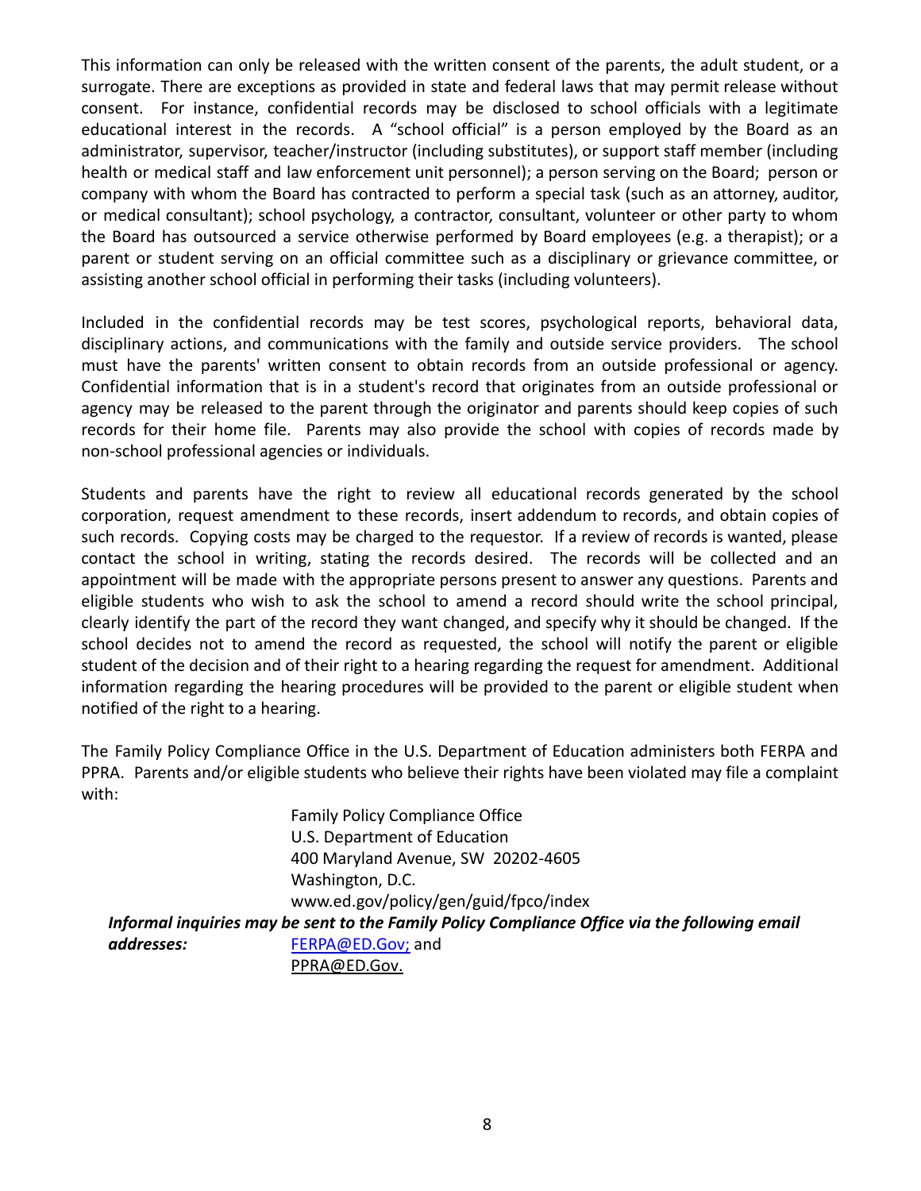This information can only be released with the written consent of the parents, the adult student, or a surrogate. There are exceptions as provided in state and federal laws that may permit release without consent. For instance, confidential records may be disclosed to school officials with a legitimate educational interest in the records. A "school official" is a person employed by the Board as an administrator, supervisor, teacher/instructor (including substitutes), or support staff member (including health or medical staff and law enforcement unit personnel); a person serving on the Board; person or company with whom the Board has contracted to perform a special task (such as an attorney, auditor, or medical consultant); school psychology, a contractor, consultant, volunteer or other party to whom the Board has outsourced a service otherwise performed by Board employees (e.g. a therapist); or a parent or student serving on an official committee such as a disciplinary or grievance committee, or assisting another school official in performing their tasks (including volunteers).

Included in the confidential records may be test scores, psychological reports, behavioral data, disciplinary actions, and communications with the family and outside service providers. The school must have the parents' written consent to obtain records from an outside professional or agency. Confidential information that is in a student's record that originates from an outside professional or agency may be released to the parent through the originator and parents should keep copies of such records for their home file. Parents may also provide the school with copies of records made by non-school professional agencies or individuals.

Students and parents have the right to review all educational records generated by the school corporation, request amendment to these records, insert addendum to records, and obtain copies of such records. Copying costs may be charged to the requestor. If a review of records is wanted, please contact the school in writing, stating the records desired. The records will be collected and an appointment will be made with the appropriate persons present to answer any questions. Parents and eligible students who wish to ask the school to amend a record should write the school principal, clearly identify the part of the record they want changed, and specify why it should be changed. If the school decides not to amend the record as requested, the school will notify the parent or eligible student of the decision and of their right to a hearing regarding the request for amendment. Additional information regarding the hearing procedures will be provided to the parent or eligible student when notified of the right to a hearing.

The Family Policy Compliance Office in the U.S. Department of Education administers both FERPA and PPRA. Parents and/or eligible students who believe their rights have been violated may file a complaint with:

Family Policy Compliance Office
U.S. Department of Education
400 Maryland Avenue, SW 20202-4605
Washington, D.C.
www.ed.gov/policy/gen/guid/fpco/index

***Informal inquiries may be sent to the Family Policy Compliance Office via the following email addresses:*** FERPA@ED.Gov; and PPRA@ED.Gov.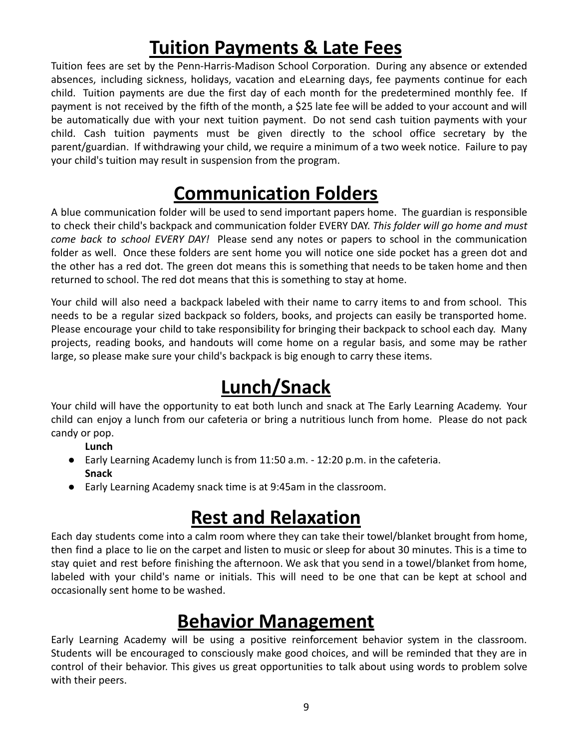# Tuition Payments & Late Fees

Tuition fees are set by the Penn-Harris-Madison School Corporation. During any absence or extended absences, including sickness, holidays, vacation and eLearning days, fee payments continue for each child. Tuition payments are due the first day of each month for the predetermined monthly fee. If payment is not received by the fifth of the month, a $25 late fee will be added to your account and will be automatically due with your next tuition payment. Do not send cash tuition payments with your child. Cash tuition payments must be given directly to the school office secretary by the parent/guardian. If withdrawing your child, we require a minimum of a two week notice. Failure to pay your child's tuition may result in suspension from the program.

# Communication Folders

A blue communication folder will be used to send important papers home. The guardian is responsible to check their child's backpack and communication folder EVERY DAY. *This folder will go home and must come back to school EVERY DAY!* Please send any notes or papers to school in the communication folder as well. Once these folders are sent home you will notice one side pocket has a green dot and the other has a red dot. The green dot means this is something that needs to be taken home and then returned to school. The red dot means that this is something to stay at home.

Your child will also need a backpack labeled with their name to carry items to and from school. This needs to be a regular sized backpack so folders, books, and projects can easily be transported home. Please encourage your child to take responsibility for bringing their backpack to school each day. Many projects, reading books, and handouts will come home on a regular basis, and some may be rather large, so please make sure your child's backpack is big enough to carry these items.

# Lunch/Snack

Your child will have the opportunity to eat both lunch and snack at The Early Learning Academy. Your child can enjoy a lunch from our cafeteria or bring a nutritious lunch from home. Please do not pack candy or pop.

**Lunch**

- Early Learning Academy lunch is from 11:50 a.m. - 12:20 p.m. in the cafeteria.

**Snack**

- Early Learning Academy snack time is at 9:45am in the classroom.

# Rest and Relaxation

Each day students come into a calm room where they can take their towel/blanket brought from home, then find a place to lie on the carpet and listen to music or sleep for about 30 minutes. This is a time to stay quiet and rest before finishing the afternoon. We ask that you send in a towel/blanket from home, labeled with your child's name or initials. This will need to be one that can be kept at school and occasionally sent home to be washed.

# Behavior Management

Early Learning Academy will be using a positive reinforcement behavior system in the classroom. Students will be encouraged to consciously make good choices, and will be reminded that they are in control of their behavior. This gives us great opportunities to talk about using words to problem solve with their peers.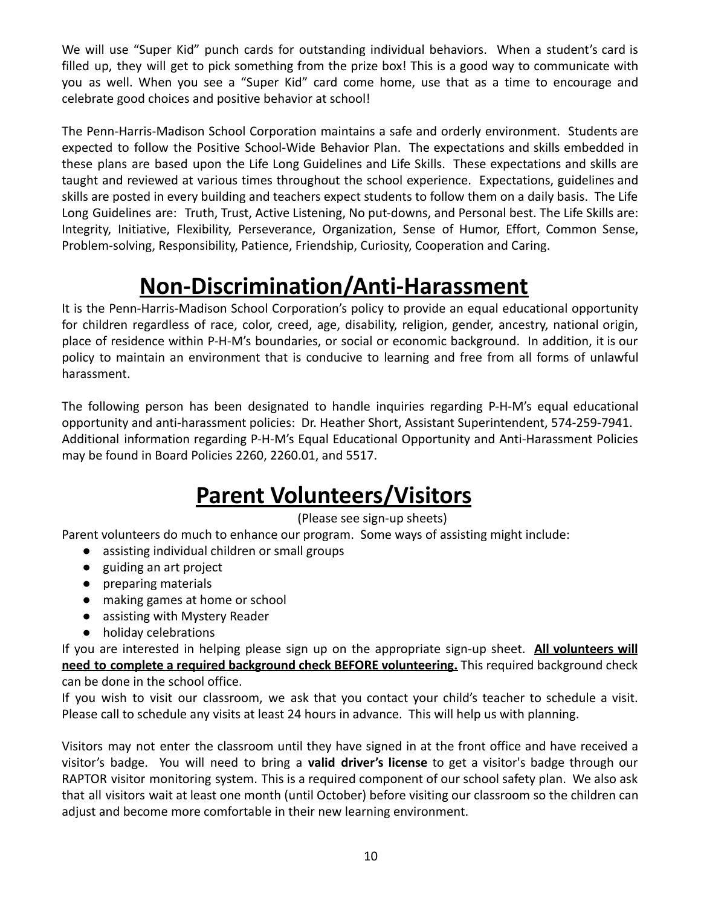We will use "Super Kid" punch cards for outstanding individual behaviors. When a student's card is filled up, they will get to pick something from the prize box! This is a good way to communicate with you as well. When you see a "Super Kid" card come home, use that as a time to encourage and celebrate good choices and positive behavior at school!

The Penn-Harris-Madison School Corporation maintains a safe and orderly environment. Students are expected to follow the Positive School-Wide Behavior Plan. The expectations and skills embedded in these plans are based upon the Life Long Guidelines and Life Skills. These expectations and skills are taught and reviewed at various times throughout the school experience. Expectations, guidelines and skills are posted in every building and teachers expect students to follow them on a daily basis. The Life Long Guidelines are: Truth, Trust, Active Listening, No put-downs, and Personal best. The Life Skills are: Integrity, Initiative, Flexibility, Perseverance, Organization, Sense of Humor, Effort, Common Sense, Problem-solving, Responsibility, Patience, Friendship, Curiosity, Cooperation and Caring.

# Non-Discrimination/Anti-Harassment

It is the Penn-Harris-Madison School Corporation's policy to provide an equal educational opportunity for children regardless of race, color, creed, age, disability, religion, gender, ancestry, national origin, place of residence within P-H-M's boundaries, or social or economic background. In addition, it is our policy to maintain an environment that is conducive to learning and free from all forms of unlawful harassment.

The following person has been designated to handle inquiries regarding P-H-M's equal educational opportunity and anti-harassment policies: Dr. Heather Short, Assistant Superintendent, 574-259-7941. Additional information regarding P-H-M's Equal Educational Opportunity and Anti-Harassment Policies may be found in Board Policies 2260, 2260.01, and 5517.

# Parent Volunteers/Visitors

(Please see sign-up sheets)

Parent volunteers do much to enhance our program. Some ways of assisting might include:

- assisting individual children or small groups
- guiding an art project
- preparing materials
- making games at home or school
- assisting with Mystery Reader
- holiday celebrations

If you are interested in helping please sign up on the appropriate sign-up sheet. **All volunteers will need to complete a required background check BEFORE volunteering.** This required background check can be done in the school office.

If you wish to visit our classroom, we ask that you contact your child's teacher to schedule a visit. Please call to schedule any visits at least 24 hours in advance. This will help us with planning.

Visitors may not enter the classroom until they have signed in at the front office and have received a visitor's badge. You will need to bring a **valid driver's license** to get a visitor's badge through our RAPTOR visitor monitoring system. This is a required component of our school safety plan. We also ask that all visitors wait at least one month (until October) before visiting our classroom so the children can adjust and become more comfortable in their new learning environment.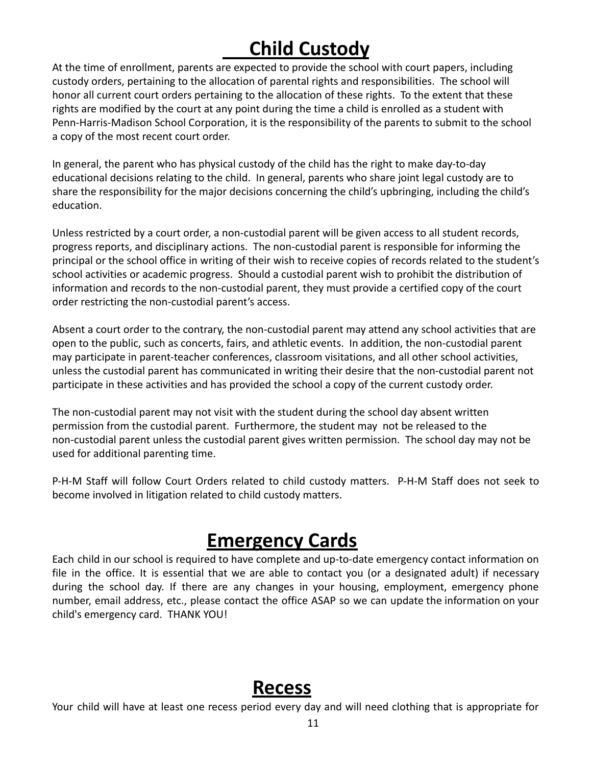# Child Custody

At the time of enrollment, parents are expected to provide the school with court papers, including custody orders, pertaining to the allocation of parental rights and responsibilities. The school will honor all current court orders pertaining to the allocation of these rights. To the extent that these rights are modified by the court at any point during the time a child is enrolled as a student with Penn-Harris-Madison School Corporation, it is the responsibility of the parents to submit to the school a copy of the most recent court order.

In general, the parent who has physical custody of the child has the right to make day-to-day educational decisions relating to the child. In general, parents who share joint legal custody are to share the responsibility for the major decisions concerning the child's upbringing, including the child's education.

Unless restricted by a court order, a non-custodial parent will be given access to all student records, progress reports, and disciplinary actions. The non-custodial parent is responsible for informing the principal or the school office in writing of their wish to receive copies of records related to the student's school activities or academic progress. Should a custodial parent wish to prohibit the distribution of information and records to the non-custodial parent, they must provide a certified copy of the court order restricting the non-custodial parent's access.

Absent a court order to the contrary, the non-custodial parent may attend any school activities that are open to the public, such as concerts, fairs, and athletic events. In addition, the non-custodial parent may participate in parent-teacher conferences, classroom visitations, and all other school activities, unless the custodial parent has communicated in writing their desire that the non-custodial parent not participate in these activities and has provided the school a copy of the current custody order.

The non-custodial parent may not visit with the student during the school day absent written permission from the custodial parent. Furthermore, the student may not be released to the non-custodial parent unless the custodial parent gives written permission. The school day may not be used for additional parenting time.

P-H-M Staff will follow Court Orders related to child custody matters. P-H-M Staff does not seek to become involved in litigation related to child custody matters.

# Emergency Cards

Each child in our school is required to have complete and up-to-date emergency contact information on file in the office. It is essential that we are able to contact you (or a designated adult) if necessary during the school day. If there are any changes in your housing, employment, emergency phone number, email address, etc., please contact the office ASAP so we can update the information on your child's emergency card. THANK YOU!

# Recess

Your child will have at least one recess period every day and will need clothing that is appropriate for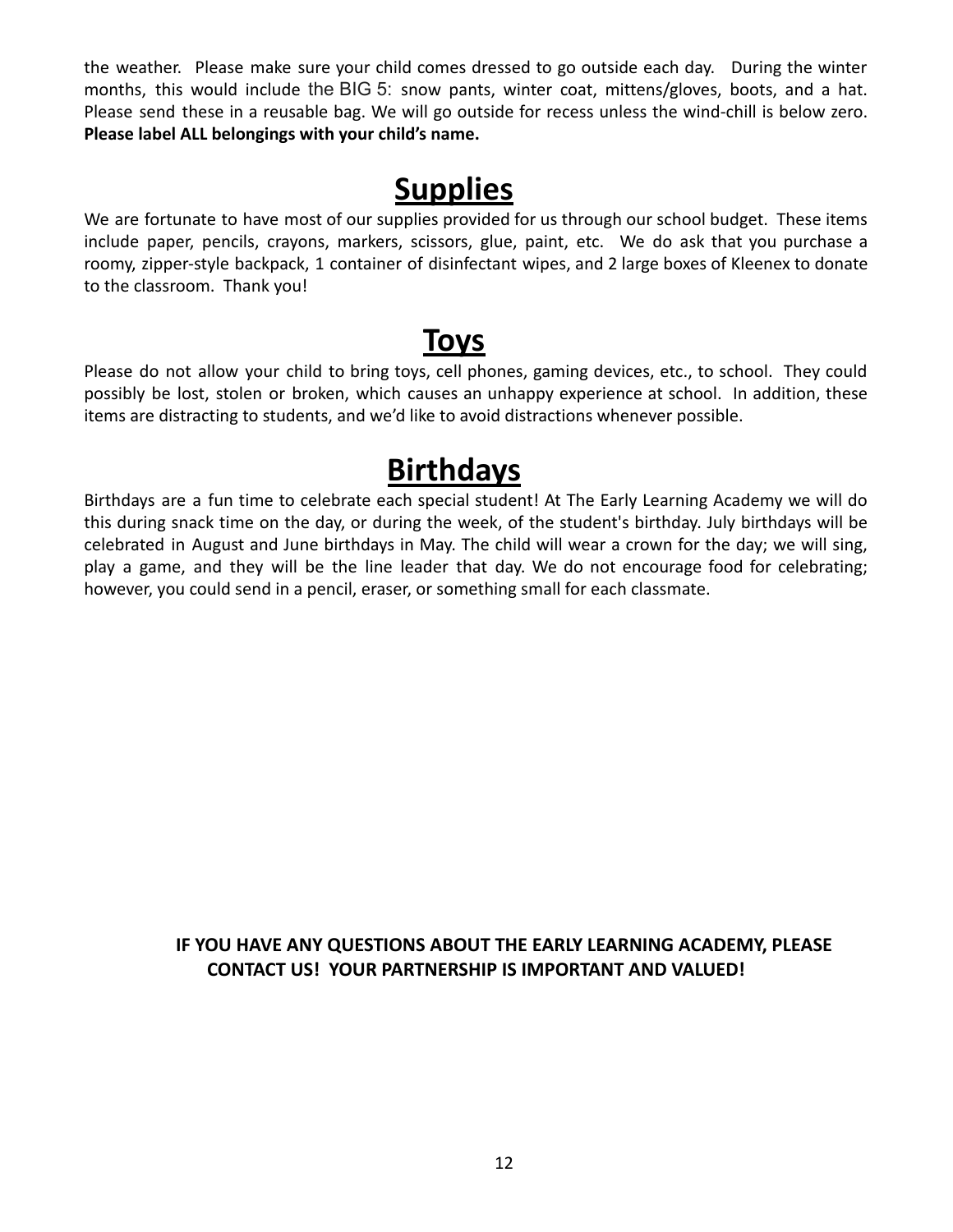the weather. Please make sure your child comes dressed to go outside each day. During the winter months, this would include the BIG 5: snow pants, winter coat, mittens/gloves, boots, and a hat. Please send these in a reusable bag. We will go outside for recess unless the wind-chill is below zero. **Please label ALL belongings with your child's name.**

## Supplies

We are fortunate to have most of our supplies provided for us through our school budget. These items include paper, pencils, crayons, markers, scissors, glue, paint, etc. We do ask that you purchase a roomy, zipper-style backpack, 1 container of disinfectant wipes, and 2 large boxes of Kleenex to donate to the classroom. Thank you!

## Toys

Please do not allow your child to bring toys, cell phones, gaming devices, etc., to school. They could possibly be lost, stolen or broken, which causes an unhappy experience at school. In addition, these items are distracting to students, and we'd like to avoid distractions whenever possible.

## Birthdays

Birthdays are a fun time to celebrate each special student! At The Early Learning Academy we will do this during snack time on the day, or during the week, of the student's birthday. July birthdays will be celebrated in August and June birthdays in May. The child will wear a crown for the day; we will sing, play a game, and they will be the line leader that day. We do not encourage food for celebrating; however, you could send in a pencil, eraser, or something small for each classmate.

**IF YOU HAVE ANY QUESTIONS ABOUT THE EARLY LEARNING ACADEMY, PLEASE CONTACT US! YOUR PARTNERSHIP IS IMPORTANT AND VALUED!**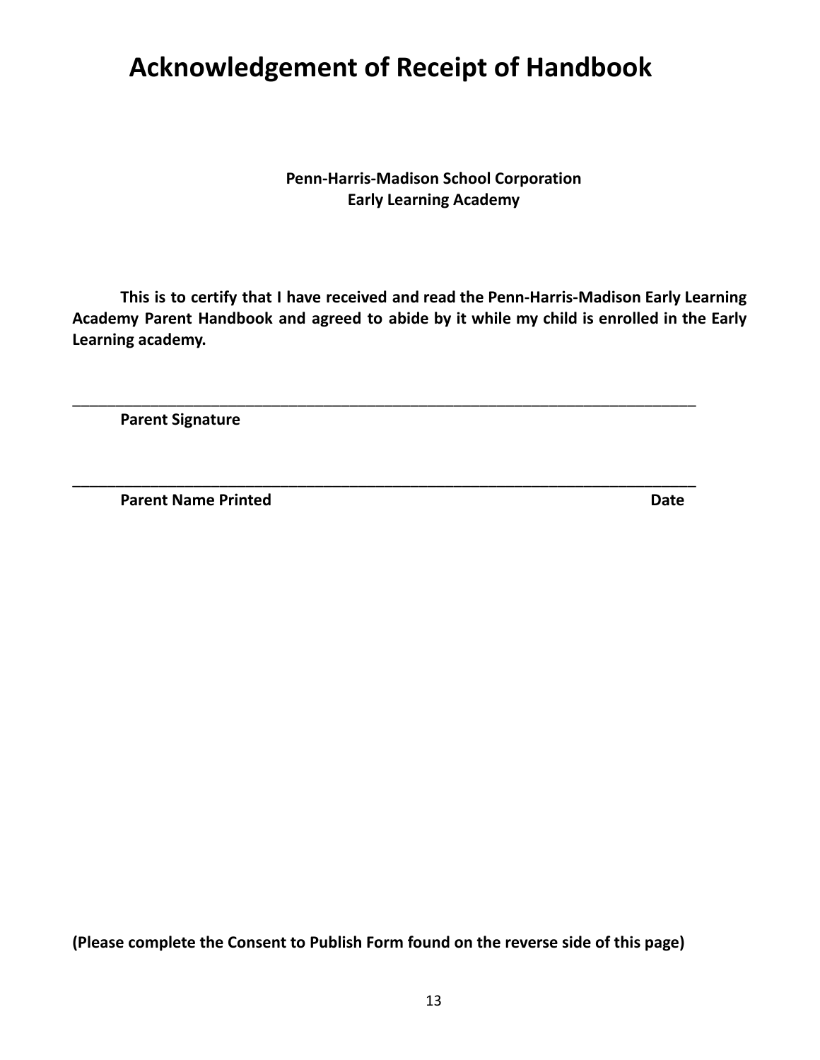# Acknowledgement of Receipt of Handbook

**Penn-Harris-Madison School Corporation**
**Early Learning Academy**

**This is to certify that I have received and read the Penn-Harris-Madison Early Learning Academy Parent Handbook and agreed to abide by it while my child is enrolled in the Early Learning academy.**

\_\_\_\_\_\_\_\_\_\_\_\_\_\_\_\_\_\_\_\_\_\_\_\_\_\_\_\_\_\_\_\_\_\_\_\_\_\_\_\_\_\_\_\_\_\_\_\_\_\_\_\_\_\_\_\_\_\_\_\_\_\_\_\_\_\_\_\_\_\_\_\_

**Parent Signature**

\_\_\_\_\_\_\_\_\_\_\_\_\_\_\_\_\_\_\_\_\_\_\_\_\_\_\_\_\_\_\_\_\_\_\_\_\_\_\_\_\_\_\_\_\_\_\_\_\_\_\_\_\_\_\_\_\_\_\_\_\_\_\_\_\_\_\_\_\_\_\_\_

**Parent Name Printed** **Date**

**(Please complete the Consent to Publish Form found on the reverse side of this page)**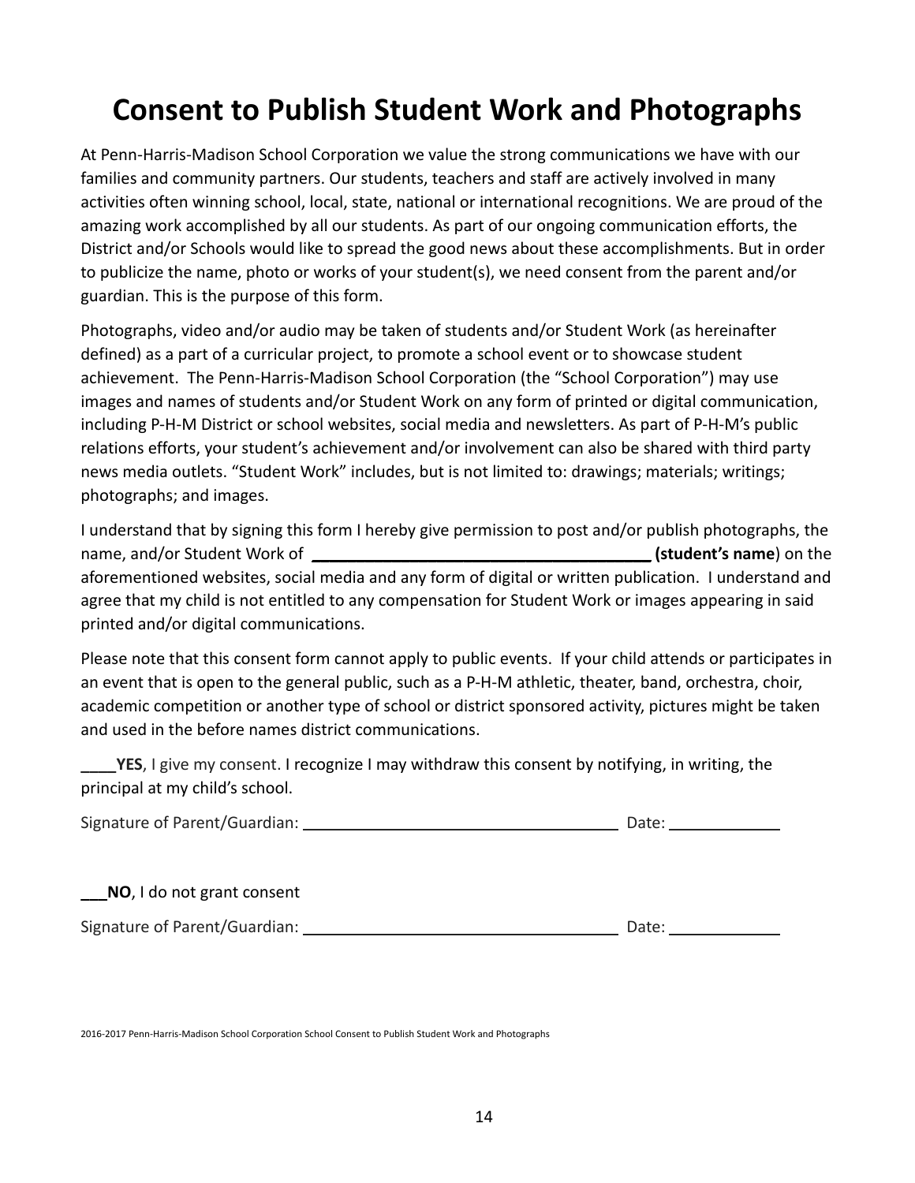# Consent to Publish Student Work and Photographs

At Penn-Harris-Madison School Corporation we value the strong communications we have with our families and community partners. Our students, teachers and staff are actively involved in many activities often winning school, local, state, national or international recognitions. We are proud of the amazing work accomplished by all our students. As part of our ongoing communication efforts, the District and/or Schools would like to spread the good news about these accomplishments. But in order to publicize the name, photo or works of your student(s), we need consent from the parent and/or guardian. This is the purpose of this form.

Photographs, video and/or audio may be taken of students and/or Student Work (as hereinafter defined) as a part of a curricular project, to promote a school event or to showcase student achievement. The Penn-Harris-Madison School Corporation (the "School Corporation") may use images and names of students and/or Student Work on any form of printed or digital communication, including P-H-M District or school websites, social media and newsletters. As part of P-H-M's public relations efforts, your student's achievement and/or involvement can also be shared with third party news media outlets. "Student Work" includes, but is not limited to: drawings; materials; writings; photographs; and images.

I understand that by signing this form I hereby give permission to post and/or publish photographs, the name, and/or Student Work of **\_\_\_\_\_\_\_\_\_\_\_\_\_\_\_\_\_\_\_\_\_\_\_\_\_\_\_\_\_\_\_\_\_\_\_\_\_\_ (student's name**) on the aforementioned websites, social media and any form of digital or written publication. I understand and agree that my child is not entitled to any compensation for Student Work or images appearing in said printed and/or digital communications.

Please note that this consent form cannot apply to public events. If your child attends or participates in an event that is open to the general public, such as a P-H-M athletic, theater, band, orchestra, choir, academic competition or another type of school or district sponsored activity, pictures might be taken and used in the before names district communications.

**\_\_\_\_YES**, I give my consent. I recognize I may withdraw this consent by notifying, in writing, the principal at my child's school.

Signature of Parent/Guardian: \_\_\_\_\_\_\_\_\_\_\_\_\_\_\_\_\_\_\_\_\_\_\_\_\_\_\_\_\_\_\_\_\_\_\_\_ Date: \_\_\_\_\_\_\_\_\_\_\_\_

**\_\_\_NO**, I do not grant consent

Signature of Parent/Guardian: \_\_\_\_\_\_\_\_\_\_\_\_\_\_\_\_\_\_\_\_\_\_\_\_\_\_\_\_\_\_\_\_\_\_\_\_ Date: \_\_\_\_\_\_\_\_\_\_\_\_

2016-2017 Penn-Harris-Madison School Corporation School Consent to Publish Student Work and Photographs